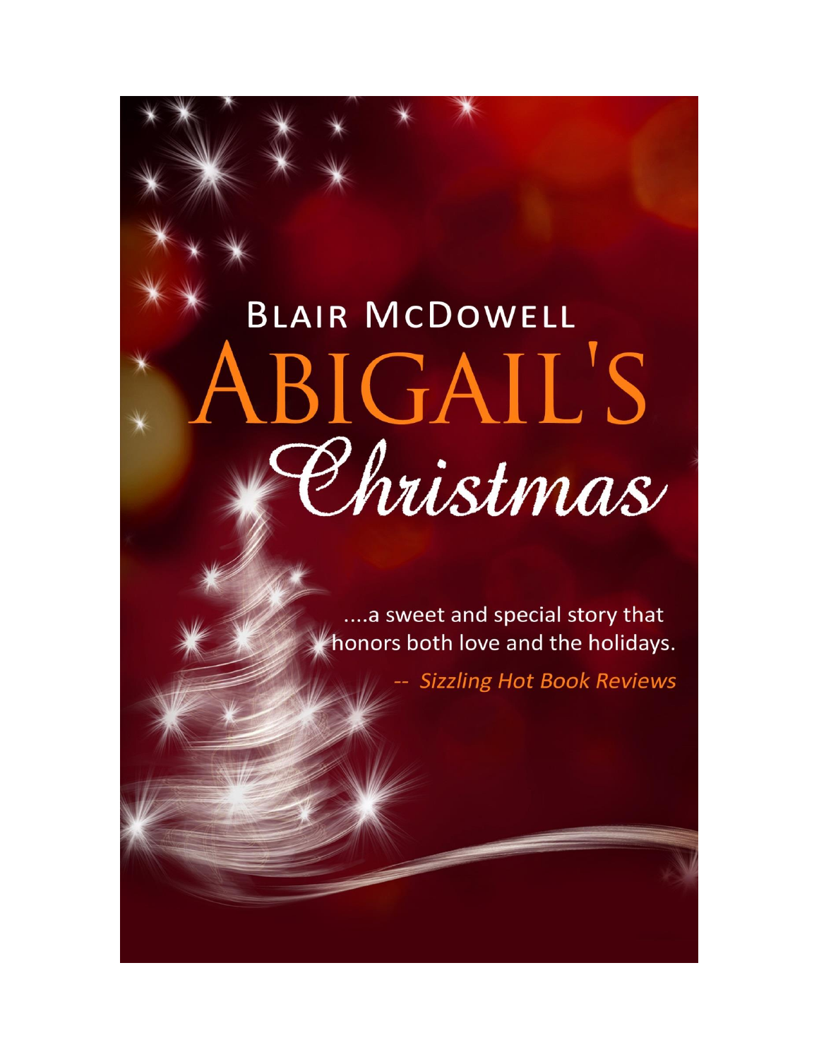BLAIR MCDOWELL

# ABIGAIL'S Christmas

....a sweet and special story that honors both love and the holidays.

-- *Sizzling Hot Book Reviews*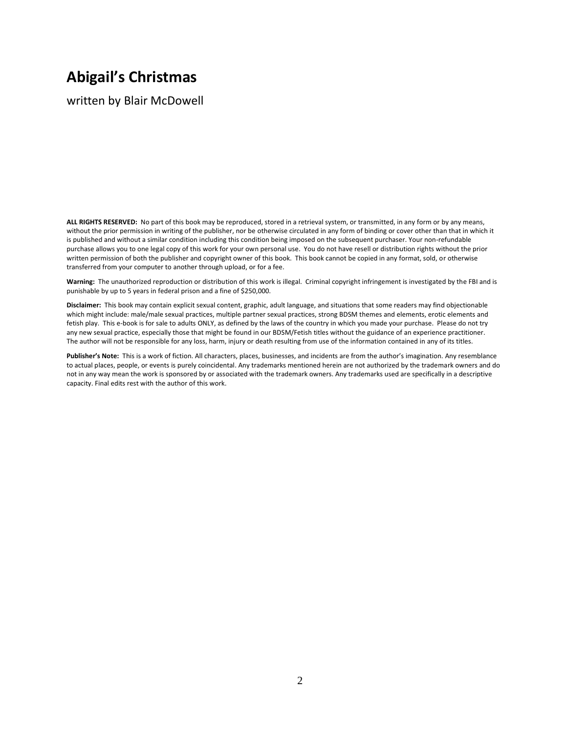# Abigail's Christmas

written by Blair McDowell

**ALL RIGHTS RESERVED:** No part of this book may be reproduced, stored in a retrieval system, or transmitted, in any form or by any means, without the prior permission in writing of the publisher, nor be otherwise circulated in any form of binding or cover other than that in which it is published and without a similar condition including this condition being imposed on the subsequent purchaser. Your non-refundable purchase allows you to one legal copy of this work for your own personal use. You do not have resell or distribution rights without the prior written permission of both the publisher and copyright owner of this book. This book cannot be copied in any format, sold, or otherwise transferred from your computer to another through upload, or for a fee.

**Warning:** The unauthorized reproduction or distribution of this work is illegal. Criminal copyright infringement is investigated by the FBI and is punishable by up to 5 years in federal prison and a fine of $250,000.

**Disclaimer:** This book may contain explicit sexual content, graphic, adult language, and situations that some readers may find objectionable which might include: male/male sexual practices, multiple partner sexual practices, strong BDSM themes and elements, erotic elements and fetish play. This e-book is for sale to adults ONLY, as defined by the laws of the country in which you made your purchase. Please do not try any new sexual practice, especially those that might be found in our BDSM/Fetish titles without the guidance of an experience practitioner. The author will not be responsible for any loss, harm, injury or death resulting from use of the information contained in any of its titles.

**Publisher's Note:** This is a work of fiction. All characters, places, businesses, and incidents are from the author's imagination. Any resemblance to actual places, people, or events is purely coincidental. Any trademarks mentioned herein are not authorized by the trademark owners and do not in any way mean the work is sponsored by or associated with the trademark owners. Any trademarks used are specifically in a descriptive capacity. Final edits rest with the author of this work.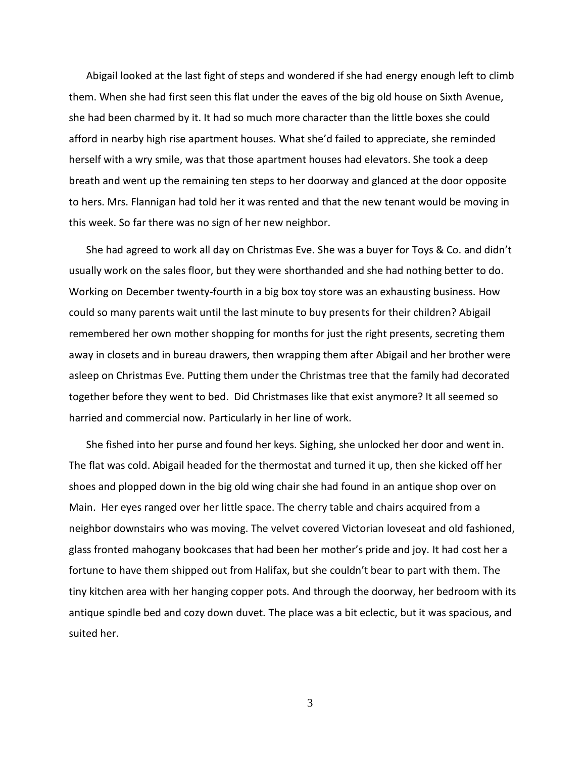Abigail looked at the last fight of steps and wondered if she had energy enough left to climb them. When she had first seen this flat under the eaves of the big old house on Sixth Avenue, she had been charmed by it. It had so much more character than the little boxes she could afford in nearby high rise apartment houses. What she'd failed to appreciate, she reminded herself with a wry smile, was that those apartment houses had elevators. She took a deep breath and went up the remaining ten steps to her doorway and glanced at the door opposite to hers. Mrs. Flannigan had told her it was rented and that the new tenant would be moving in this week. So far there was no sign of her new neighbor.

She had agreed to work all day on Christmas Eve. She was a buyer for Toys & Co. and didn't usually work on the sales floor, but they were shorthanded and she had nothing better to do. Working on December twenty-fourth in a big box toy store was an exhausting business. How could so many parents wait until the last minute to buy presents for their children? Abigail remembered her own mother shopping for months for just the right presents, secreting them away in closets and in bureau drawers, then wrapping them after Abigail and her brother were asleep on Christmas Eve. Putting them under the Christmas tree that the family had decorated together before they went to bed. Did Christmases like that exist anymore? It all seemed so harried and commercial now. Particularly in her line of work.

She fished into her purse and found her keys. Sighing, she unlocked her door and went in. The flat was cold. Abigail headed for the thermostat and turned it up, then she kicked off her shoes and plopped down in the big old wing chair she had found in an antique shop over on Main. Her eyes ranged over her little space. The cherry table and chairs acquired from a neighbor downstairs who was moving. The velvet covered Victorian loveseat and old fashioned, glass fronted mahogany bookcases that had been her mother's pride and joy. It had cost her a fortune to have them shipped out from Halifax, but she couldn't bear to part with them. The tiny kitchen area with her hanging copper pots. And through the doorway, her bedroom with its antique spindle bed and cozy down duvet. The place was a bit eclectic, but it was spacious, and suited her.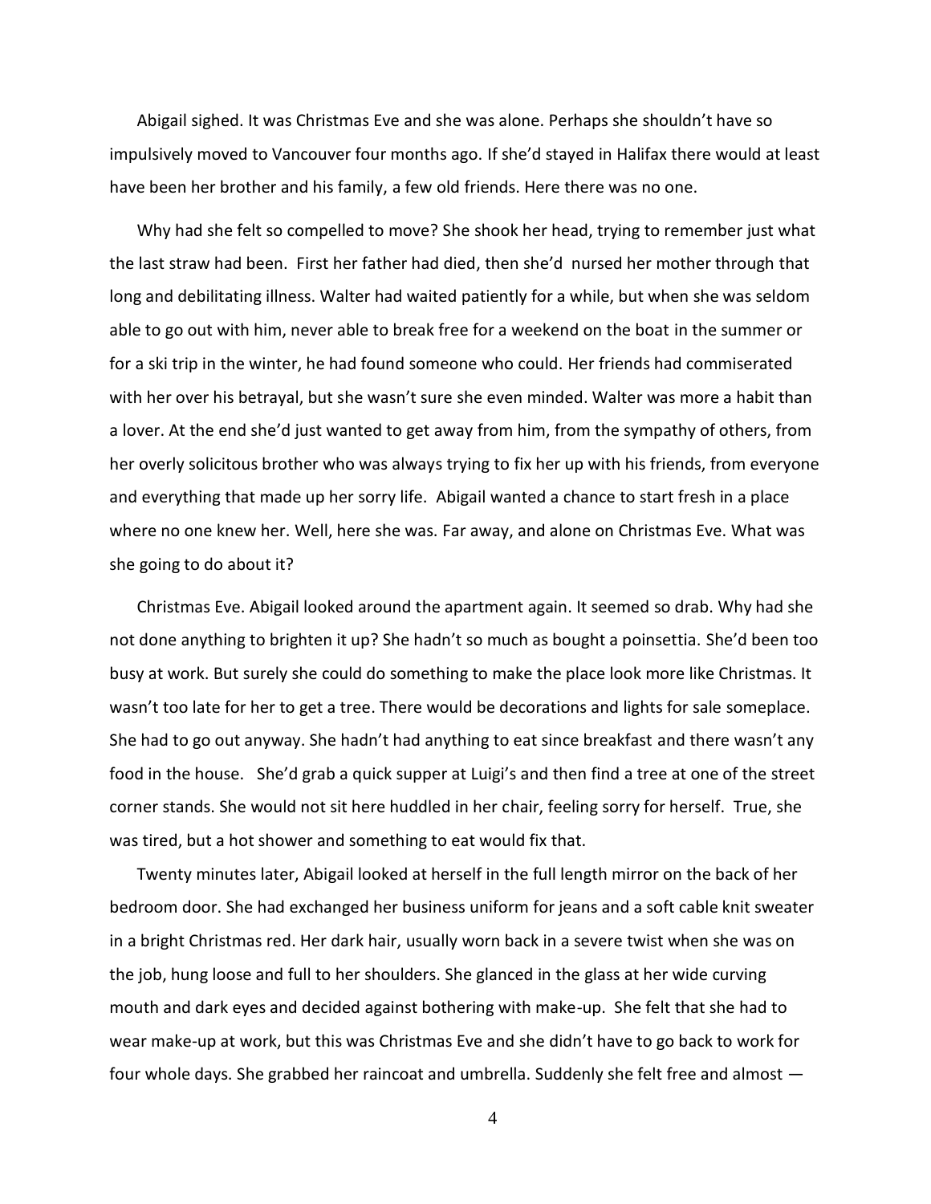Abigail sighed. It was Christmas Eve and she was alone. Perhaps she shouldn't have so impulsively moved to Vancouver four months ago. If she'd stayed in Halifax there would at least have been her brother and his family, a few old friends. Here there was no one.

Why had she felt so compelled to move? She shook her head, trying to remember just what the last straw had been. First her father had died, then she'd nursed her mother through that long and debilitating illness. Walter had waited patiently for a while, but when she was seldom able to go out with him, never able to break free for a weekend on the boat in the summer or for a ski trip in the winter, he had found someone who could. Her friends had commiserated with her over his betrayal, but she wasn't sure she even minded. Walter was more a habit than a lover. At the end she'd just wanted to get away from him, from the sympathy of others, from her overly solicitous brother who was always trying to fix her up with his friends, from everyone and everything that made up her sorry life. Abigail wanted a chance to start fresh in a place where no one knew her. Well, here she was. Far away, and alone on Christmas Eve. What was she going to do about it?

Christmas Eve. Abigail looked around the apartment again. It seemed so drab. Why had she not done anything to brighten it up? She hadn't so much as bought a poinsettia. She'd been too busy at work. But surely she could do something to make the place look more like Christmas. It wasn't too late for her to get a tree. There would be decorations and lights for sale someplace. She had to go out anyway. She hadn't had anything to eat since breakfast and there wasn't any food in the house. She'd grab a quick supper at Luigi's and then find a tree at one of the street corner stands. She would not sit here huddled in her chair, feeling sorry for herself. True, she was tired, but a hot shower and something to eat would fix that.

Twenty minutes later, Abigail looked at herself in the full length mirror on the back of her bedroom door. She had exchanged her business uniform for jeans and a soft cable knit sweater in a bright Christmas red. Her dark hair, usually worn back in a severe twist when she was on the job, hung loose and full to her shoulders. She glanced in the glass at her wide curving mouth and dark eyes and decided against bothering with make-up. She felt that she had to wear make-up at work, but this was Christmas Eve and she didn't have to go back to work for four whole days. She grabbed her raincoat and umbrella. Suddenly she felt free and almost —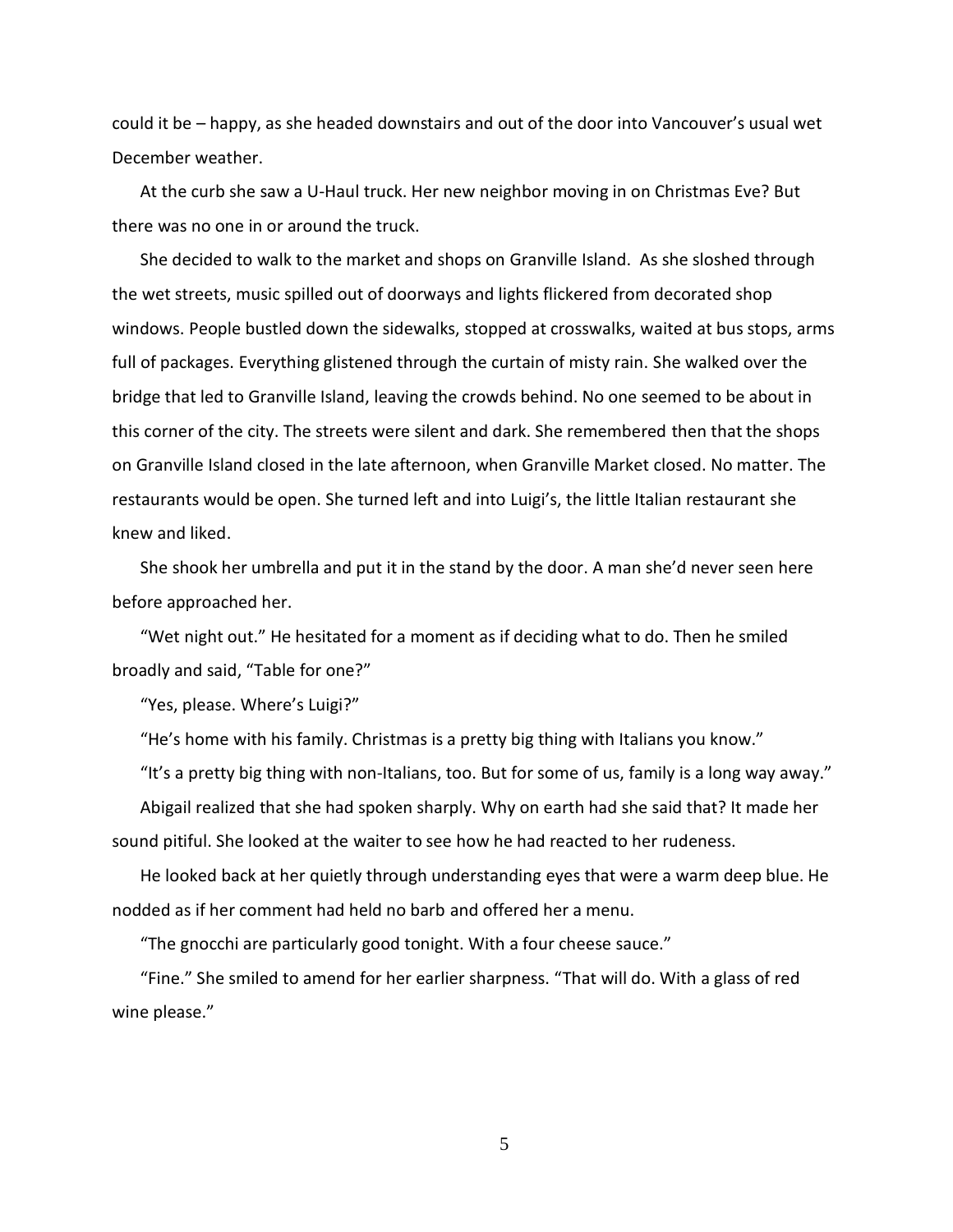could it be – happy, as she headed downstairs and out of the door into Vancouver's usual wet December weather.

At the curb she saw a U-Haul truck. Her new neighbor moving in on Christmas Eve? But there was no one in or around the truck.

She decided to walk to the market and shops on Granville Island. As she sloshed through the wet streets, music spilled out of doorways and lights flickered from decorated shop windows. People bustled down the sidewalks, stopped at crosswalks, waited at bus stops, arms full of packages. Everything glistened through the curtain of misty rain. She walked over the bridge that led to Granville Island, leaving the crowds behind. No one seemed to be about in this corner of the city. The streets were silent and dark. She remembered then that the shops on Granville Island closed in the late afternoon, when Granville Market closed. No matter. The restaurants would be open. She turned left and into Luigi's, the little Italian restaurant she knew and liked.

She shook her umbrella and put it in the stand by the door. A man she'd never seen here before approached her.

"Wet night out." He hesitated for a moment as if deciding what to do. Then he smiled broadly and said, "Table for one?"

"Yes, please. Where's Luigi?"

"He's home with his family. Christmas is a pretty big thing with Italians you know."

"It's a pretty big thing with non-Italians, too. But for some of us, family is a long way away."

Abigail realized that she had spoken sharply. Why on earth had she said that? It made her sound pitiful. She looked at the waiter to see how he had reacted to her rudeness.

He looked back at her quietly through understanding eyes that were a warm deep blue. He nodded as if her comment had held no barb and offered her a menu.

"The gnocchi are particularly good tonight. With a four cheese sauce."

"Fine." She smiled to amend for her earlier sharpness. "That will do. With a glass of red wine please."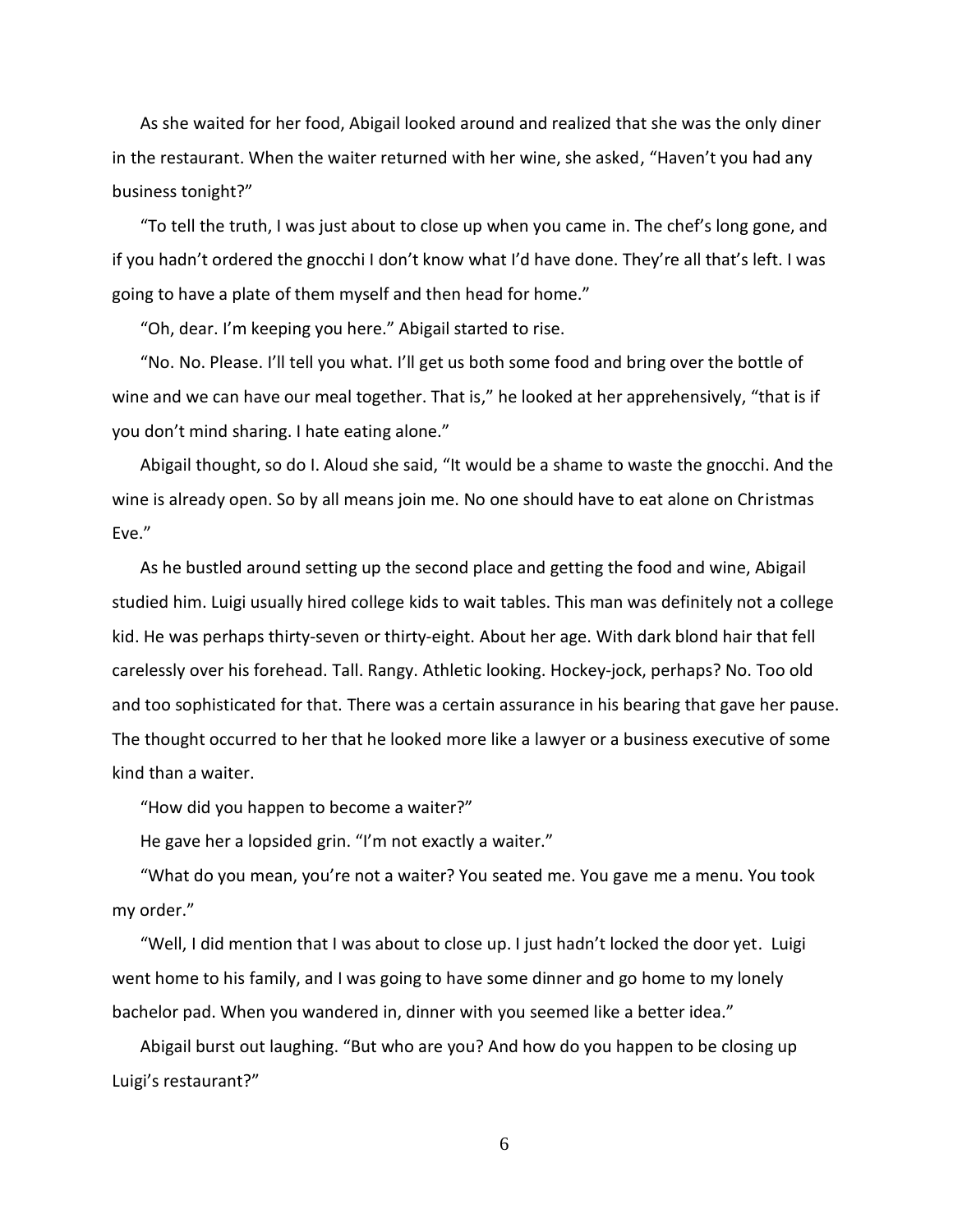As she waited for her food, Abigail looked around and realized that she was the only diner in the restaurant. When the waiter returned with her wine, she asked, "Haven't you had any business tonight?"

"To tell the truth, I was just about to close up when you came in. The chef's long gone, and if you hadn't ordered the gnocchi I don't know what I'd have done. They're all that's left. I was going to have a plate of them myself and then head for home."

"Oh, dear. I'm keeping you here." Abigail started to rise.

"No. No. Please. I'll tell you what. I'll get us both some food and bring over the bottle of wine and we can have our meal together. That is," he looked at her apprehensively, "that is if you don't mind sharing. I hate eating alone."

Abigail thought, so do I. Aloud she said, "It would be a shame to waste the gnocchi. And the wine is already open. So by all means join me. No one should have to eat alone on Christmas Eve."

As he bustled around setting up the second place and getting the food and wine, Abigail studied him. Luigi usually hired college kids to wait tables. This man was definitely not a college kid. He was perhaps thirty-seven or thirty-eight. About her age. With dark blond hair that fell carelessly over his forehead. Tall. Rangy. Athletic looking. Hockey-jock, perhaps? No. Too old and too sophisticated for that. There was a certain assurance in his bearing that gave her pause. The thought occurred to her that he looked more like a lawyer or a business executive of some kind than a waiter.

"How did you happen to become a waiter?"

He gave her a lopsided grin. "I'm not exactly a waiter."

"What do you mean, you're not a waiter? You seated me. You gave me a menu. You took my order."

"Well, I did mention that I was about to close up. I just hadn't locked the door yet. Luigi went home to his family, and I was going to have some dinner and go home to my lonely bachelor pad. When you wandered in, dinner with you seemed like a better idea."

Abigail burst out laughing. "But who are you? And how do you happen to be closing up Luigi's restaurant?"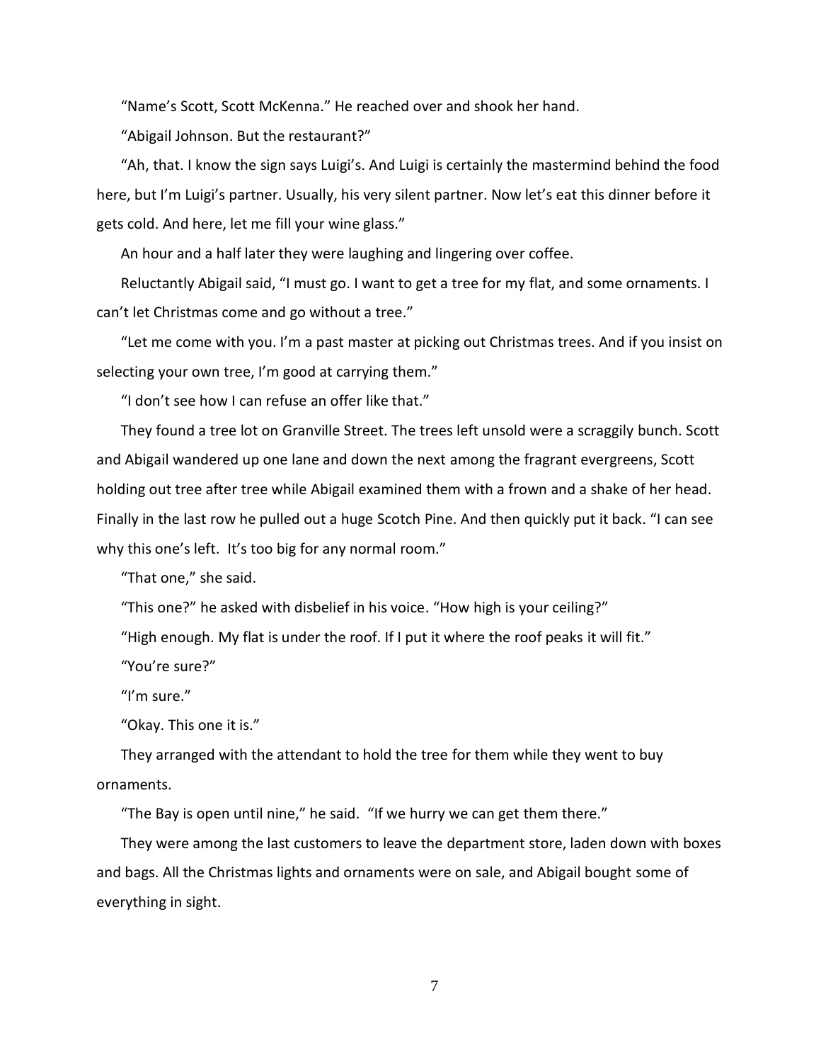"Name's Scott, Scott McKenna." He reached over and shook her hand.

"Abigail Johnson. But the restaurant?"

"Ah, that. I know the sign says Luigi's. And Luigi is certainly the mastermind behind the food here, but I'm Luigi's partner. Usually, his very silent partner. Now let's eat this dinner before it gets cold. And here, let me fill your wine glass."

An hour and a half later they were laughing and lingering over coffee.

Reluctantly Abigail said, "I must go. I want to get a tree for my flat, and some ornaments. I can't let Christmas come and go without a tree."

"Let me come with you. I'm a past master at picking out Christmas trees. And if you insist on selecting your own tree, I'm good at carrying them."

"I don't see how I can refuse an offer like that."

They found a tree lot on Granville Street. The trees left unsold were a scraggily bunch. Scott and Abigail wandered up one lane and down the next among the fragrant evergreens, Scott holding out tree after tree while Abigail examined them with a frown and a shake of her head. Finally in the last row he pulled out a huge Scotch Pine. And then quickly put it back. "I can see why this one's left. It's too big for any normal room."

"That one," she said.

"This one?" he asked with disbelief in his voice. "How high is your ceiling?"

"High enough. My flat is under the roof. If I put it where the roof peaks it will fit."

"You're sure?"

"I'm sure."

"Okay. This one it is."

They arranged with the attendant to hold the tree for them while they went to buy ornaments.

"The Bay is open until nine," he said. "If we hurry we can get them there."

They were among the last customers to leave the department store, laden down with boxes and bags. All the Christmas lights and ornaments were on sale, and Abigail bought some of everything in sight.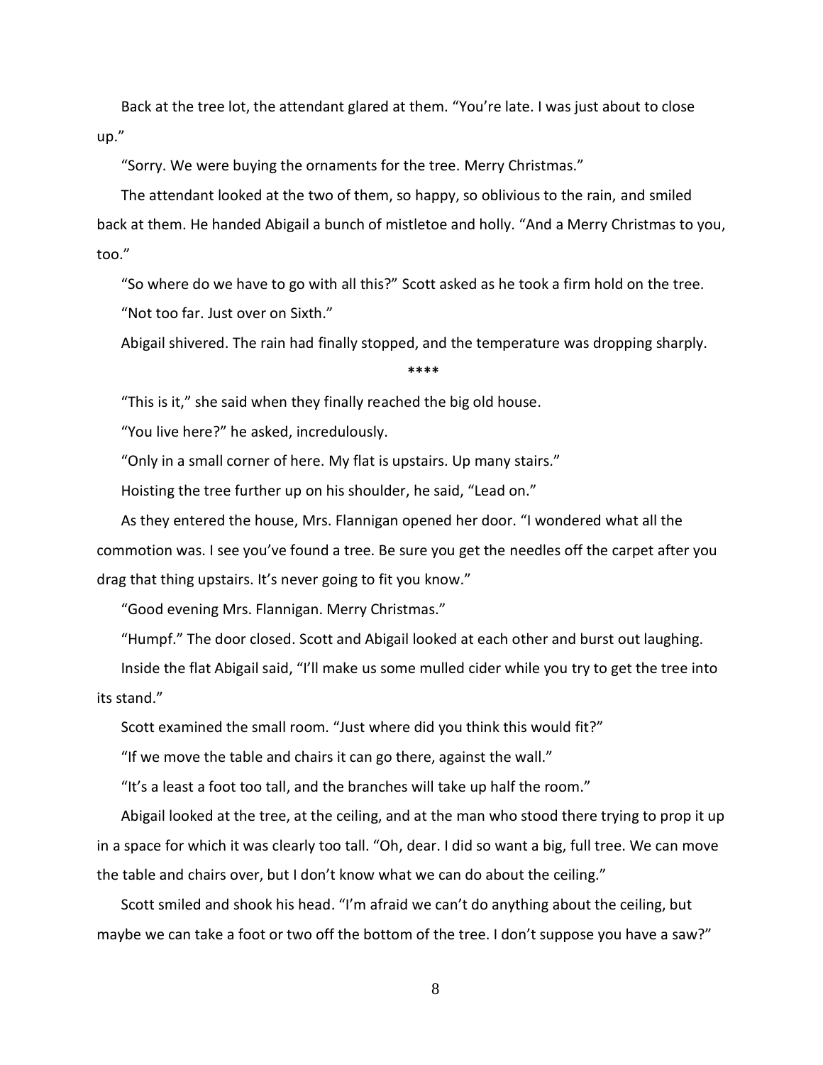Back at the tree lot, the attendant glared at them. “You’re late. I was just about to close up.”

“Sorry. We were buying the ornaments for the tree. Merry Christmas.”

The attendant looked at the two of them, so happy, so oblivious to the rain, and smiled back at them. He handed Abigail a bunch of mistletoe and holly. “And a Merry Christmas to you, too.”

“So where do we have to go with all this?” Scott asked as he took a firm hold on the tree.

“Not too far. Just over on Sixth.”

Abigail shivered. The rain had finally stopped, and the temperature was dropping sharply.

****

“This is it,” she said when they finally reached the big old house.

“You live here?” he asked, incredulously.

“Only in a small corner of here. My flat is upstairs. Up many stairs.”

Hoisting the tree further up on his shoulder, he said, “Lead on.”

As they entered the house, Mrs. Flannigan opened her door. “I wondered what all the commotion was. I see you’ve found a tree. Be sure you get the needles off the carpet after you drag that thing upstairs. It’s never going to fit you know.”

“Good evening Mrs. Flannigan. Merry Christmas.”

“Humpf.” The door closed. Scott and Abigail looked at each other and burst out laughing.

Inside the flat Abigail said, “I’ll make us some mulled cider while you try to get the tree into its stand.”

Scott examined the small room. “Just where did you think this would fit?”

“If we move the table and chairs it can go there, against the wall.”

“It’s a least a foot too tall, and the branches will take up half the room.”

Abigail looked at the tree, at the ceiling, and at the man who stood there trying to prop it up in a space for which it was clearly too tall. “Oh, dear. I did so want a big, full tree. We can move the table and chairs over, but I don’t know what we can do about the ceiling.”

Scott smiled and shook his head. “I’m afraid we can’t do anything about the ceiling, but maybe we can take a foot or two off the bottom of the tree. I don’t suppose you have a saw?”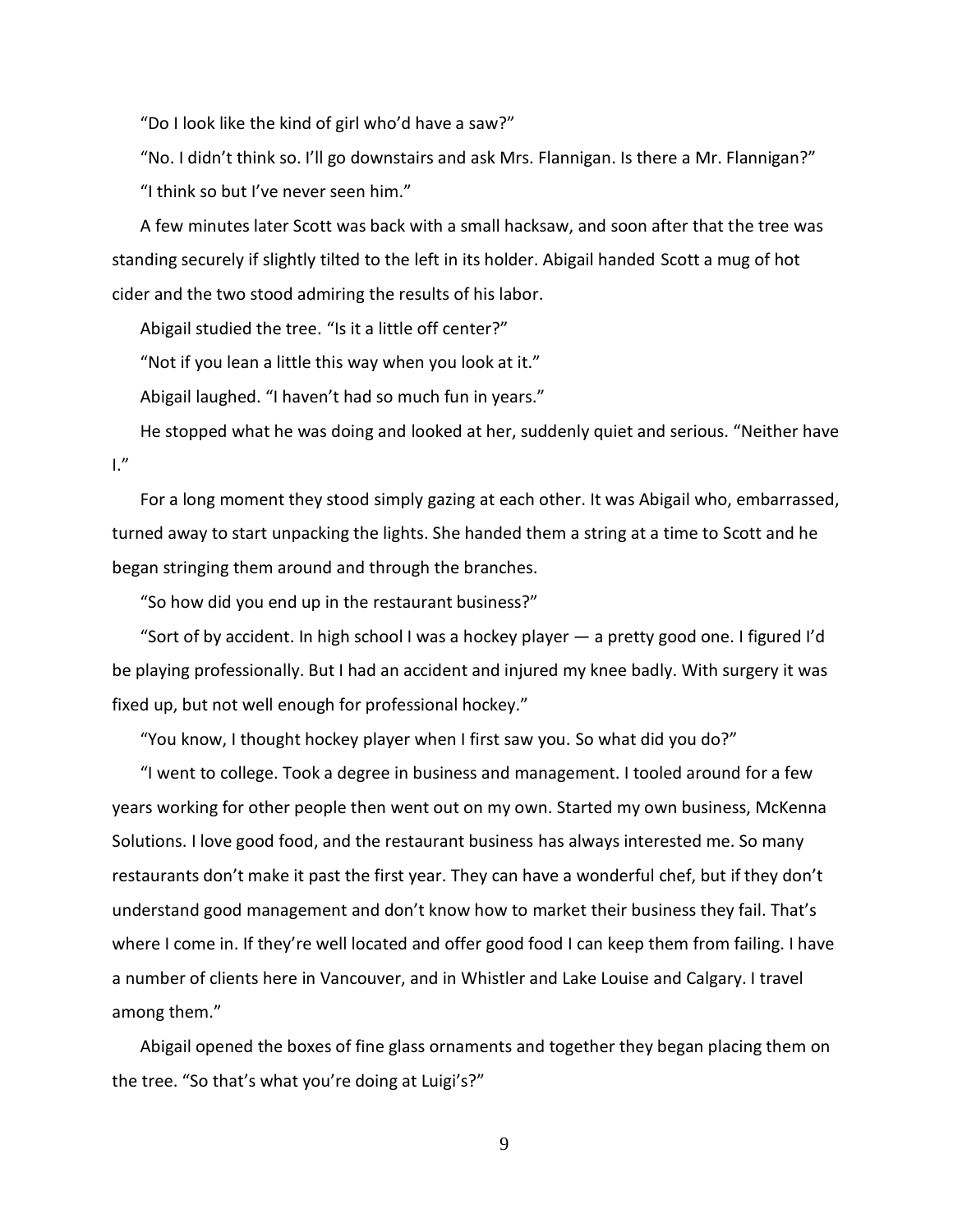"Do I look like the kind of girl who'd have a saw?"

"No. I didn't think so. I'll go downstairs and ask Mrs. Flannigan. Is there a Mr. Flannigan?"

"I think so but I've never seen him."

A few minutes later Scott was back with a small hacksaw, and soon after that the tree was standing securely if slightly tilted to the left in its holder. Abigail handed Scott a mug of hot cider and the two stood admiring the results of his labor.

Abigail studied the tree. "Is it a little off center?"

"Not if you lean a little this way when you look at it."

Abigail laughed. "I haven't had so much fun in years."

He stopped what he was doing and looked at her, suddenly quiet and serious. "Neither have I."

For a long moment they stood simply gazing at each other. It was Abigail who, embarrassed, turned away to start unpacking the lights. She handed them a string at a time to Scott and he began stringing them around and through the branches.

"So how did you end up in the restaurant business?"

"Sort of by accident. In high school I was a hockey player — a pretty good one. I figured I'd be playing professionally. But I had an accident and injured my knee badly. With surgery it was fixed up, but not well enough for professional hockey."

"You know, I thought hockey player when I first saw you. So what did you do?"

"I went to college. Took a degree in business and management. I tooled around for a few years working for other people then went out on my own. Started my own business, McKenna Solutions. I love good food, and the restaurant business has always interested me. So many restaurants don't make it past the first year. They can have a wonderful chef, but if they don't understand good management and don't know how to market their business they fail. That's where I come in. If they're well located and offer good food I can keep them from failing. I have a number of clients here in Vancouver, and in Whistler and Lake Louise and Calgary. I travel among them."

Abigail opened the boxes of fine glass ornaments and together they began placing them on the tree. "So that's what you're doing at Luigi's?"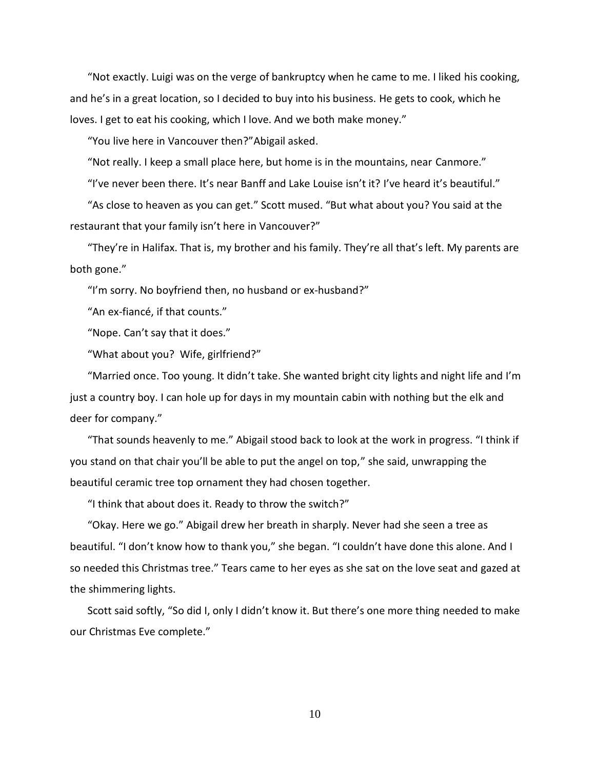"Not exactly. Luigi was on the verge of bankruptcy when he came to me. I liked his cooking, and he's in a great location, so I decided to buy into his business. He gets to cook, which he loves. I get to eat his cooking, which I love. And we both make money."

"You live here in Vancouver then?"Abigail asked.

"Not really. I keep a small place here, but home is in the mountains, near Canmore."

"I've never been there. It's near Banff and Lake Louise isn't it? I've heard it's beautiful."

"As close to heaven as you can get." Scott mused. "But what about you? You said at the restaurant that your family isn't here in Vancouver?"

"They're in Halifax. That is, my brother and his family. They're all that's left. My parents are both gone."

"I'm sorry. No boyfriend then, no husband or ex-husband?"

"An ex-fiancé, if that counts."

"Nope. Can't say that it does."

"What about you? Wife, girlfriend?"

"Married once. Too young. It didn't take. She wanted bright city lights and night life and I'm just a country boy. I can hole up for days in my mountain cabin with nothing but the elk and deer for company."

"That sounds heavenly to me." Abigail stood back to look at the work in progress. "I think if you stand on that chair you'll be able to put the angel on top," she said, unwrapping the beautiful ceramic tree top ornament they had chosen together.

"I think that about does it. Ready to throw the switch?"

"Okay. Here we go." Abigail drew her breath in sharply. Never had she seen a tree as beautiful. "I don't know how to thank you," she began. "I couldn't have done this alone. And I so needed this Christmas tree." Tears came to her eyes as she sat on the love seat and gazed at the shimmering lights.

Scott said softly, "So did I, only I didn't know it. But there's one more thing needed to make our Christmas Eve complete."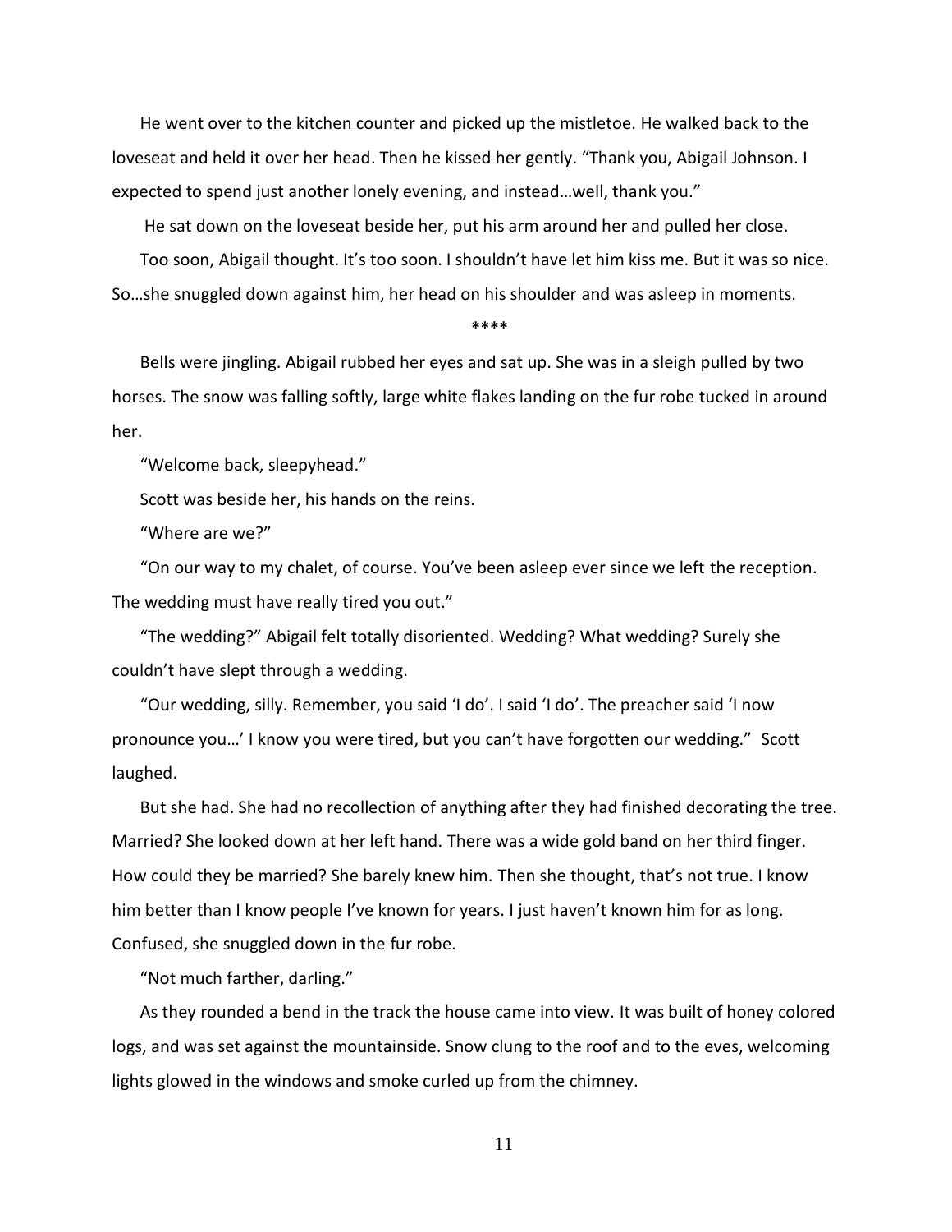He went over to the kitchen counter and picked up the mistletoe. He walked back to the loveseat and held it over her head. Then he kissed her gently. "Thank you, Abigail Johnson. I expected to spend just another lonely evening, and instead…well, thank you."

He sat down on the loveseat beside her, put his arm around her and pulled her close.

Too soon, Abigail thought. It's too soon. I shouldn't have let him kiss me. But it was so nice. So…she snuggled down against him, her head on his shoulder and was asleep in moments.

****

Bells were jingling. Abigail rubbed her eyes and sat up. She was in a sleigh pulled by two horses. The snow was falling softly, large white flakes landing on the fur robe tucked in around her.

"Welcome back, sleepyhead."

Scott was beside her, his hands on the reins.

"Where are we?"

"On our way to my chalet, of course. You've been asleep ever since we left the reception. The wedding must have really tired you out."

"The wedding?" Abigail felt totally disoriented. Wedding? What wedding? Surely she couldn't have slept through a wedding.

"Our wedding, silly. Remember, you said 'I do'. I said 'I do'. The preacher said 'I now pronounce you…' I know you were tired, but you can't have forgotten our wedding." Scott laughed.

But she had. She had no recollection of anything after they had finished decorating the tree. Married? She looked down at her left hand. There was a wide gold band on her third finger. How could they be married? She barely knew him. Then she thought, that's not true. I know him better than I know people I've known for years. I just haven't known him for as long. Confused, she snuggled down in the fur robe.

"Not much farther, darling."

As they rounded a bend in the track the house came into view. It was built of honey colored logs, and was set against the mountainside. Snow clung to the roof and to the eves, welcoming lights glowed in the windows and smoke curled up from the chimney.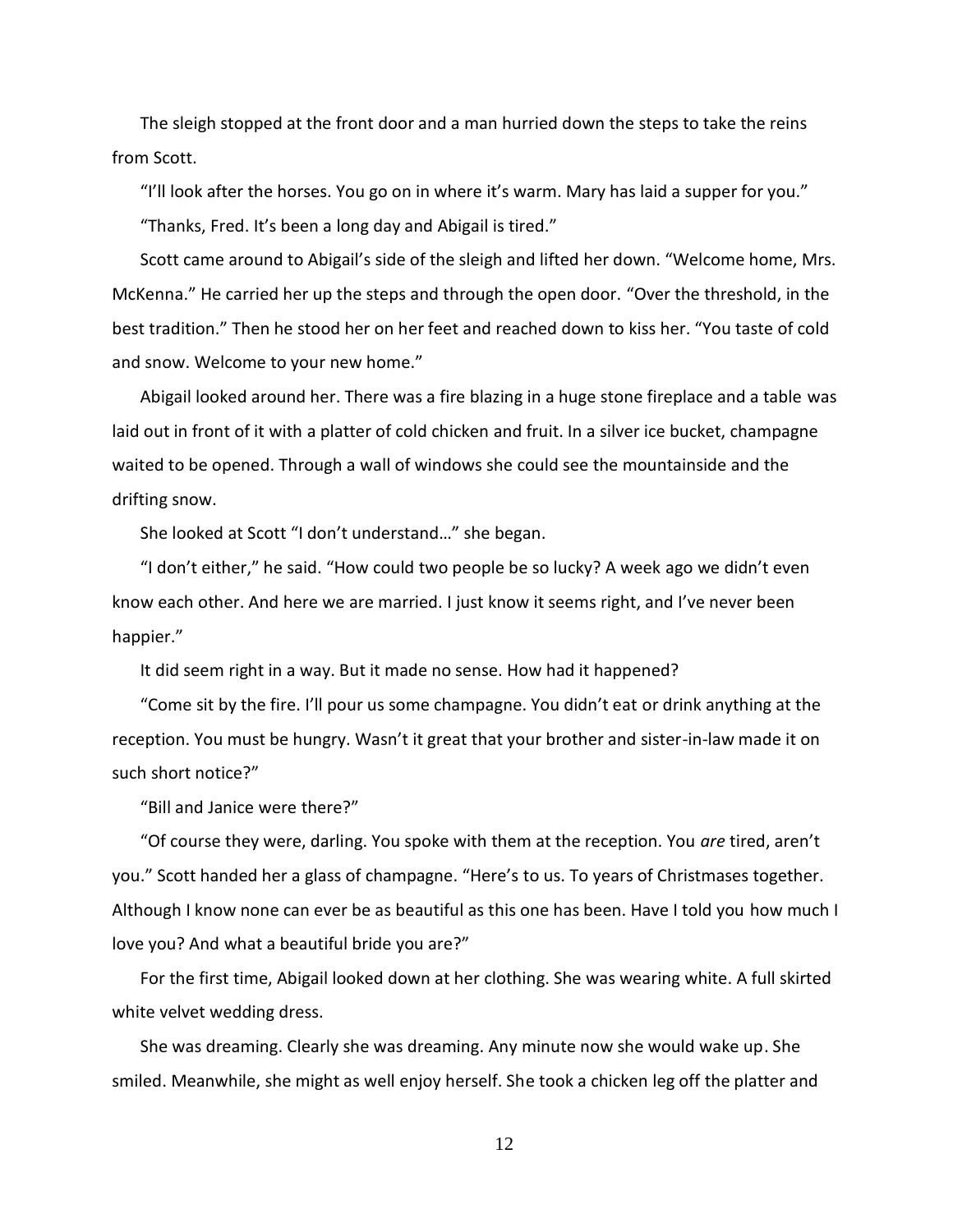The sleigh stopped at the front door and a man hurried down the steps to take the reins from Scott.

"I'll look after the horses. You go on in where it's warm. Mary has laid a supper for you."

"Thanks, Fred. It's been a long day and Abigail is tired."

Scott came around to Abigail's side of the sleigh and lifted her down. "Welcome home, Mrs. McKenna." He carried her up the steps and through the open door. "Over the threshold, in the best tradition." Then he stood her on her feet and reached down to kiss her. "You taste of cold and snow. Welcome to your new home."

Abigail looked around her. There was a fire blazing in a huge stone fireplace and a table was laid out in front of it with a platter of cold chicken and fruit. In a silver ice bucket, champagne waited to be opened. Through a wall of windows she could see the mountainside and the drifting snow.

She looked at Scott "I don't understand…" she began.

"I don't either," he said. "How could two people be so lucky? A week ago we didn't even know each other. And here we are married. I just know it seems right, and I've never been happier."

It did seem right in a way. But it made no sense. How had it happened?

"Come sit by the fire. I'll pour us some champagne. You didn't eat or drink anything at the reception. You must be hungry. Wasn't it great that your brother and sister-in-law made it on such short notice?"

"Bill and Janice were there?"

"Of course they were, darling. You spoke with them at the reception. You *are* tired, aren't you." Scott handed her a glass of champagne. "Here's to us. To years of Christmases together. Although I know none can ever be as beautiful as this one has been. Have I told you how much I love you? And what a beautiful bride you are?"

For the first time, Abigail looked down at her clothing. She was wearing white. A full skirted white velvet wedding dress.

She was dreaming. Clearly she was dreaming. Any minute now she would wake up. She smiled. Meanwhile, she might as well enjoy herself. She took a chicken leg off the platter and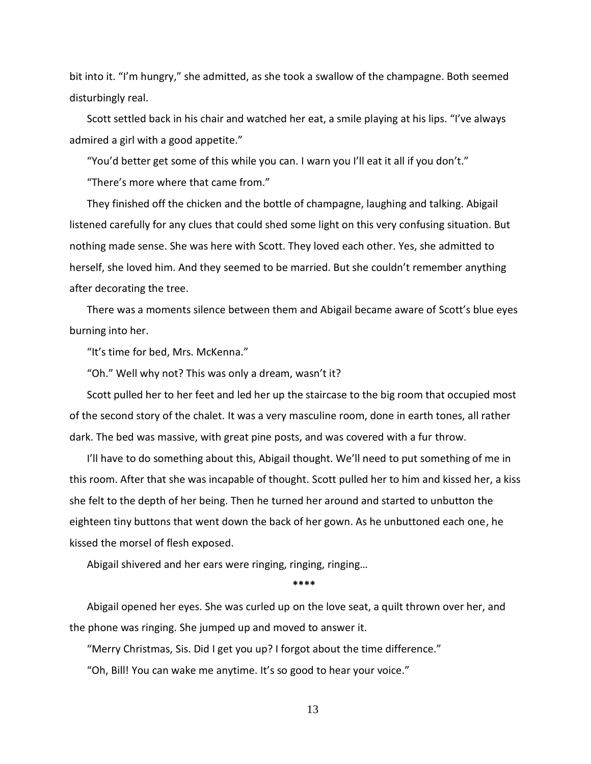bit into it. "I'm hungry," she admitted, as she took a swallow of the champagne. Both seemed disturbingly real.

Scott settled back in his chair and watched her eat, a smile playing at his lips. "I've always admired a girl with a good appetite."

"You'd better get some of this while you can. I warn you I'll eat it all if you don't."

"There's more where that came from."

They finished off the chicken and the bottle of champagne, laughing and talking. Abigail listened carefully for any clues that could shed some light on this very confusing situation. But nothing made sense. She was here with Scott. They loved each other. Yes, she admitted to herself, she loved him. And they seemed to be married. But she couldn't remember anything after decorating the tree.

There was a moments silence between them and Abigail became aware of Scott's blue eyes burning into her.

"It's time for bed, Mrs. McKenna."

"Oh." Well why not? This was only a dream, wasn't it?

Scott pulled her to her feet and led her up the staircase to the big room that occupied most of the second story of the chalet. It was a very masculine room, done in earth tones, all rather dark. The bed was massive, with great pine posts, and was covered with a fur throw.

I'll have to do something about this, Abigail thought. We'll need to put something of me in this room. After that she was incapable of thought. Scott pulled her to him and kissed her, a kiss she felt to the depth of her being. Then he turned her around and started to unbutton the eighteen tiny buttons that went down the back of her gown. As he unbuttoned each one, he kissed the morsel of flesh exposed.

Abigail shivered and her ears were ringing, ringing, ringing…

****

Abigail opened her eyes. She was curled up on the love seat, a quilt thrown over her, and the phone was ringing. She jumped up and moved to answer it.

"Merry Christmas, Sis. Did I get you up? I forgot about the time difference."

"Oh, Bill! You can wake me anytime. It's so good to hear your voice."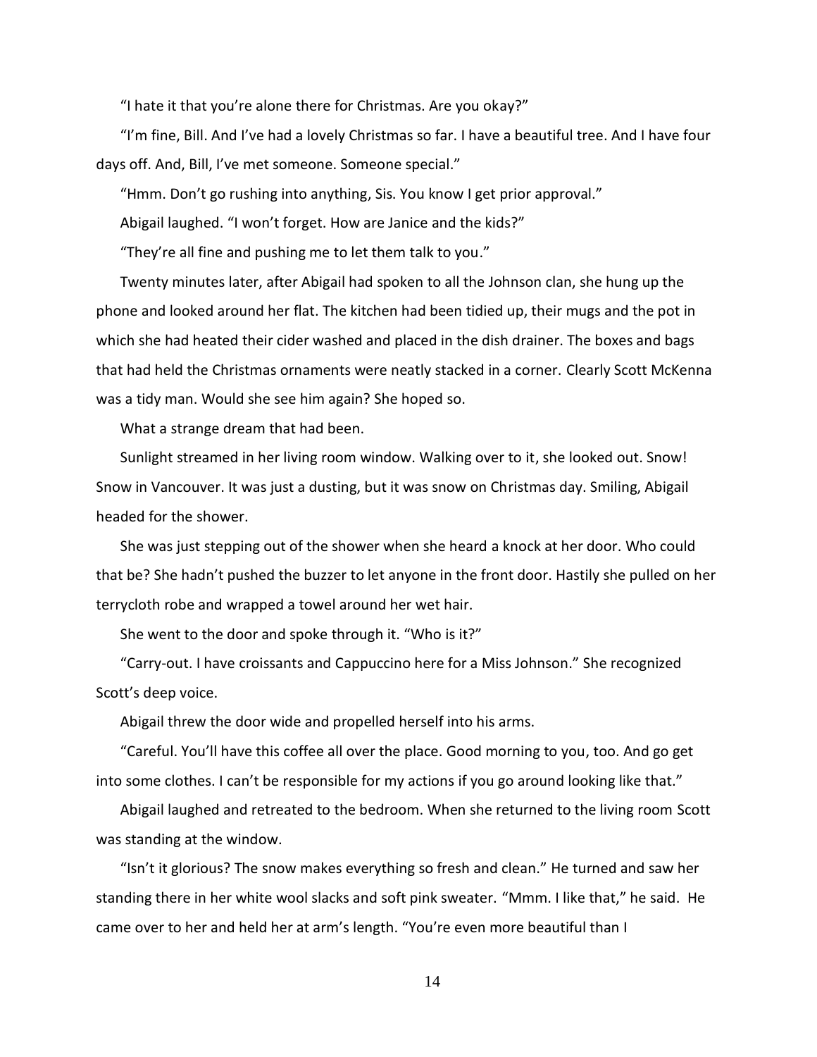"I hate it that you're alone there for Christmas. Are you okay?"

"I'm fine, Bill. And I've had a lovely Christmas so far. I have a beautiful tree. And I have four days off. And, Bill, I've met someone. Someone special."

"Hmm. Don't go rushing into anything, Sis. You know I get prior approval."

Abigail laughed. "I won't forget. How are Janice and the kids?"

"They're all fine and pushing me to let them talk to you."

Twenty minutes later, after Abigail had spoken to all the Johnson clan, she hung up the phone and looked around her flat. The kitchen had been tidied up, their mugs and the pot in which she had heated their cider washed and placed in the dish drainer. The boxes and bags that had held the Christmas ornaments were neatly stacked in a corner. Clearly Scott McKenna was a tidy man. Would she see him again? She hoped so.

What a strange dream that had been.

Sunlight streamed in her living room window. Walking over to it, she looked out. Snow! Snow in Vancouver. It was just a dusting, but it was snow on Christmas day. Smiling, Abigail headed for the shower.

She was just stepping out of the shower when she heard a knock at her door. Who could that be? She hadn't pushed the buzzer to let anyone in the front door. Hastily she pulled on her terrycloth robe and wrapped a towel around her wet hair.

She went to the door and spoke through it. "Who is it?"

"Carry-out. I have croissants and Cappuccino here for a Miss Johnson." She recognized Scott's deep voice.

Abigail threw the door wide and propelled herself into his arms.

"Careful. You'll have this coffee all over the place. Good morning to you, too. And go get into some clothes. I can't be responsible for my actions if you go around looking like that."

Abigail laughed and retreated to the bedroom. When she returned to the living room Scott was standing at the window.

"Isn't it glorious? The snow makes everything so fresh and clean." He turned and saw her standing there in her white wool slacks and soft pink sweater. "Mmm. I like that," he said. He came over to her and held her at arm's length. "You're even more beautiful than I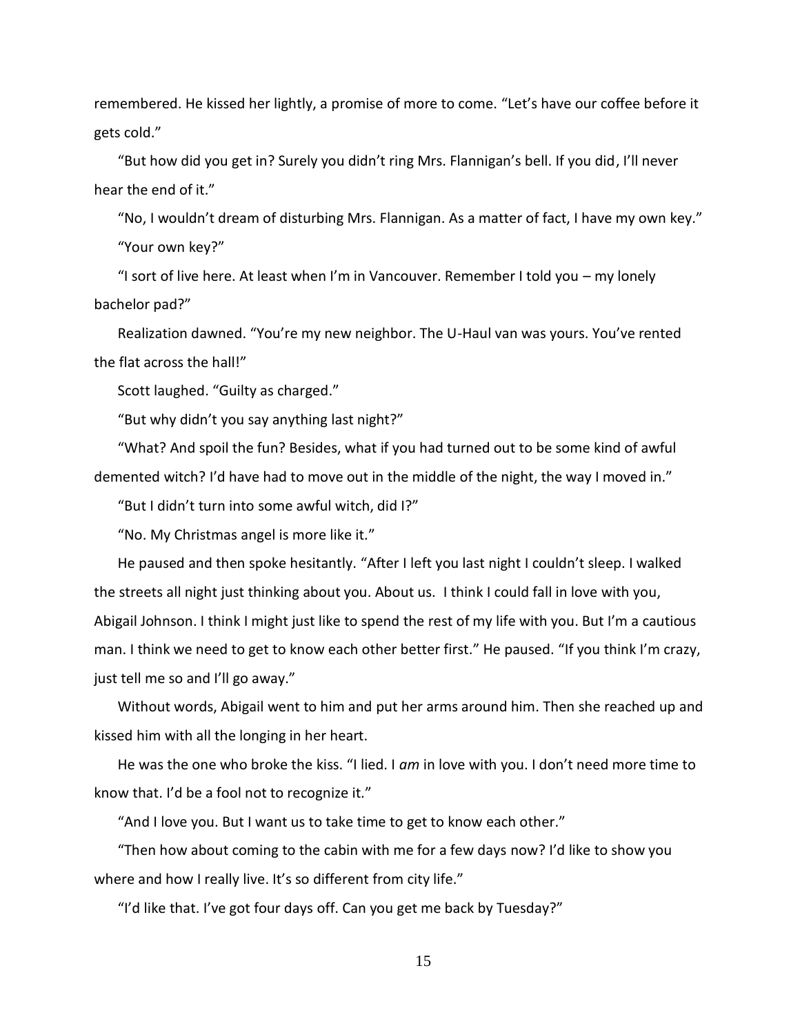remembered. He kissed her lightly, a promise of more to come. "Let's have our coffee before it gets cold."

"But how did you get in? Surely you didn't ring Mrs. Flannigan's bell. If you did, I'll never hear the end of it."

"No, I wouldn't dream of disturbing Mrs. Flannigan. As a matter of fact, I have my own key."

"Your own key?"

"I sort of live here. At least when I'm in Vancouver. Remember I told you – my lonely bachelor pad?"

Realization dawned. "You're my new neighbor. The U-Haul van was yours. You've rented the flat across the hall!"

Scott laughed. "Guilty as charged."

"But why didn't you say anything last night?"

"What? And spoil the fun? Besides, what if you had turned out to be some kind of awful demented witch? I'd have had to move out in the middle of the night, the way I moved in."

"But I didn't turn into some awful witch, did I?"

"No. My Christmas angel is more like it."

He paused and then spoke hesitantly. "After I left you last night I couldn't sleep. I walked the streets all night just thinking about you. About us. I think I could fall in love with you, Abigail Johnson. I think I might just like to spend the rest of my life with you. But I'm a cautious man. I think we need to get to know each other better first." He paused. "If you think I'm crazy, just tell me so and I'll go away."

Without words, Abigail went to him and put her arms around him. Then she reached up and kissed him with all the longing in her heart.

He was the one who broke the kiss. "I lied. I *am* in love with you. I don't need more time to know that. I'd be a fool not to recognize it."

"And I love you. But I want us to take time to get to know each other."

"Then how about coming to the cabin with me for a few days now? I'd like to show you where and how I really live. It's so different from city life."

"I'd like that. I've got four days off. Can you get me back by Tuesday?"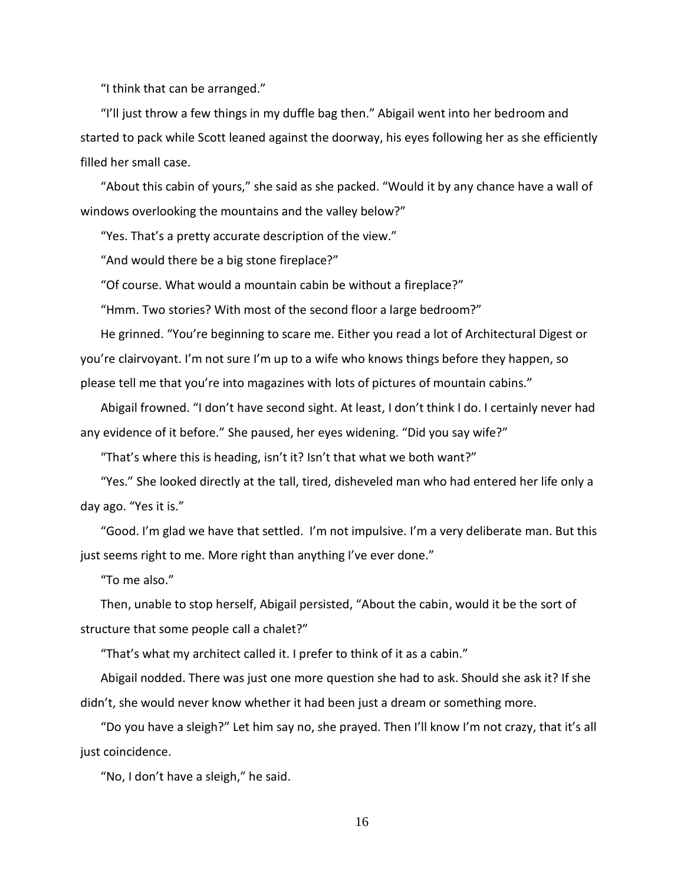"I think that can be arranged."

"I'll just throw a few things in my duffle bag then." Abigail went into her bedroom and started to pack while Scott leaned against the doorway, his eyes following her as she efficiently filled her small case.

"About this cabin of yours," she said as she packed. "Would it by any chance have a wall of windows overlooking the mountains and the valley below?"

"Yes. That's a pretty accurate description of the view."

"And would there be a big stone fireplace?"

"Of course. What would a mountain cabin be without a fireplace?"

"Hmm. Two stories? With most of the second floor a large bedroom?"

He grinned. "You're beginning to scare me. Either you read a lot of Architectural Digest or you're clairvoyant. I'm not sure I'm up to a wife who knows things before they happen, so please tell me that you're into magazines with lots of pictures of mountain cabins."

Abigail frowned. "I don't have second sight. At least, I don't think I do. I certainly never had any evidence of it before." She paused, her eyes widening. "Did you say wife?"

"That's where this is heading, isn't it? Isn't that what we both want?"

"Yes." She looked directly at the tall, tired, disheveled man who had entered her life only a day ago. "Yes it is."

"Good. I'm glad we have that settled. I'm not impulsive. I'm a very deliberate man. But this just seems right to me. More right than anything I've ever done."

"To me also."

Then, unable to stop herself, Abigail persisted, "About the cabin, would it be the sort of structure that some people call a chalet?"

"That's what my architect called it. I prefer to think of it as a cabin."

Abigail nodded. There was just one more question she had to ask. Should she ask it? If she didn't, she would never know whether it had been just a dream or something more.

"Do you have a sleigh?" Let him say no, she prayed. Then I'll know I'm not crazy, that it's all just coincidence.

"No, I don't have a sleigh," he said.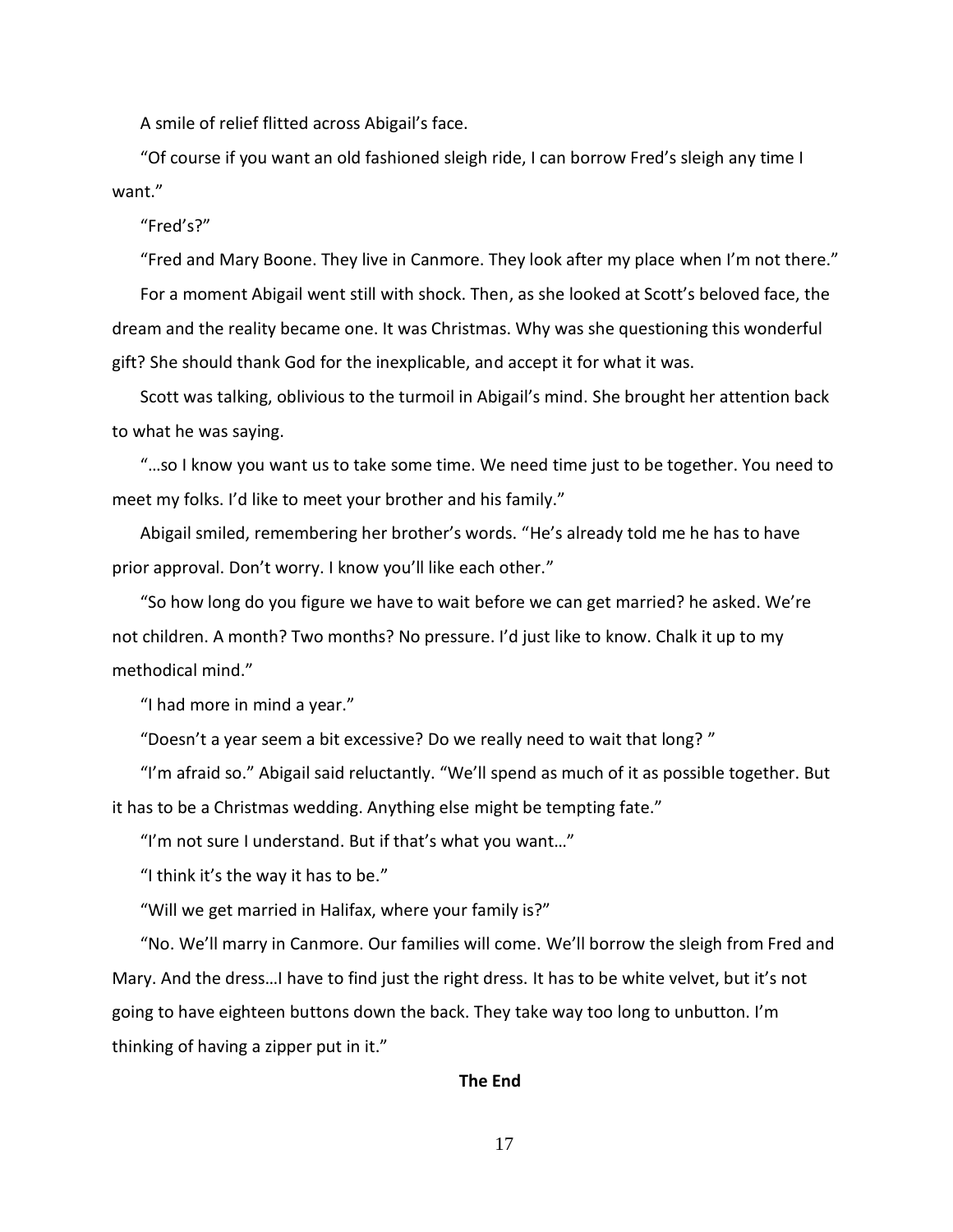A smile of relief flitted across Abigail's face.

"Of course if you want an old fashioned sleigh ride, I can borrow Fred's sleigh any time I want."

"Fred's?"

"Fred and Mary Boone. They live in Canmore. They look after my place when I'm not there."

For a moment Abigail went still with shock. Then, as she looked at Scott's beloved face, the dream and the reality became one. It was Christmas. Why was she questioning this wonderful gift? She should thank God for the inexplicable, and accept it for what it was.

Scott was talking, oblivious to the turmoil in Abigail's mind. She brought her attention back to what he was saying.

"…so I know you want us to take some time. We need time just to be together. You need to meet my folks. I'd like to meet your brother and his family."

Abigail smiled, remembering her brother's words. "He's already told me he has to have prior approval. Don't worry. I know you'll like each other."

"So how long do you figure we have to wait before we can get married? he asked. We're not children. A month? Two months? No pressure. I'd just like to know. Chalk it up to my methodical mind."

"I had more in mind a year."

"Doesn't a year seem a bit excessive? Do we really need to wait that long? "

"I'm afraid so." Abigail said reluctantly. "We'll spend as much of it as possible together. But it has to be a Christmas wedding. Anything else might be tempting fate."

"I'm not sure I understand. But if that's what you want…"

"I think it's the way it has to be."

"Will we get married in Halifax, where your family is?"

"No. We'll marry in Canmore. Our families will come. We'll borrow the sleigh from Fred and Mary. And the dress…I have to find just the right dress. It has to be white velvet, but it's not going to have eighteen buttons down the back. They take way too long to unbutton. I'm thinking of having a zipper put in it."

**The End**